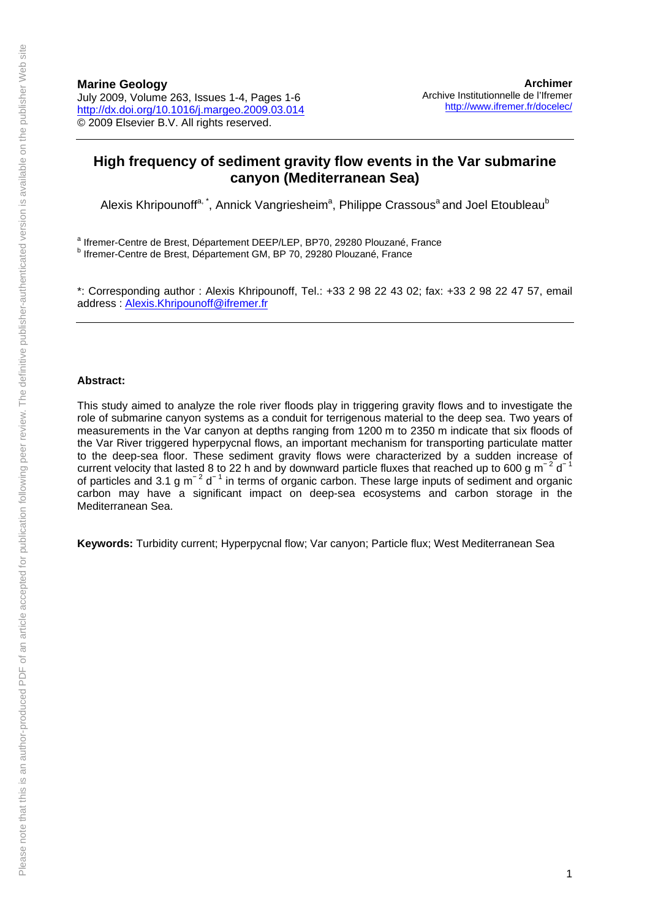**Marine Geology**
July 2009, Volume 263, Issues 1-4, Pages 1-6
http://dx.doi.org/10.1016/j.margeo.2009.03.014
© 2009 Elsevier B.V. All rights reserved.

**Archimer**
Archive Institutionnelle de l'Ifremer
http://www.ifremer.fr/docelec/

# High frequency of sediment gravity flow events in the Var submarine canyon (Mediterranean Sea)

Alexis Khripounoff[a, *], Annick Vangriesheim[a], Philippe Crassous[a] and Joel Etoubleau[b]

[a] Ifremer-Centre de Brest, Département DEEP/LEP, BP70, 29280 Plouzané, France
[b] Ifremer-Centre de Brest, Département GM, BP 70, 29280 Plouzané, France

*: Corresponding author : Alexis Khripounoff, Tel.: +33 2 98 22 43 02; fax: +33 2 98 22 47 57, email address : Alexis.Khripounoff@ifremer.fr

**Abstract:**

This study aimed to analyze the role river floods play in triggering gravity flows and to investigate the role of submarine canyon systems as a conduit for terrigenous material to the deep sea. Two years of measurements in the Var canyon at depths ranging from 1200 m to 2350 m indicate that six floods of the Var River triggered hyperpycnal flows, an important mechanism for transporting particulate matter to the deep-sea floor. These sediment gravity flows were characterized by a sudden increase of current velocity that lasted 8 to 22 h and by downward particle fluxes that reached up to 600 g $m^{-2}$ $d^{-1}$ of particles and 3.1 g $m^{-2}$ $d^{-1}$ in terms of organic carbon. These large inputs of sediment and organic carbon may have a significant impact on deep-sea ecosystems and carbon storage in the Mediterranean Sea.

**Keywords:** Turbidity current; Hyperpycnal flow; Var canyon; Particle flux; West Mediterranean Sea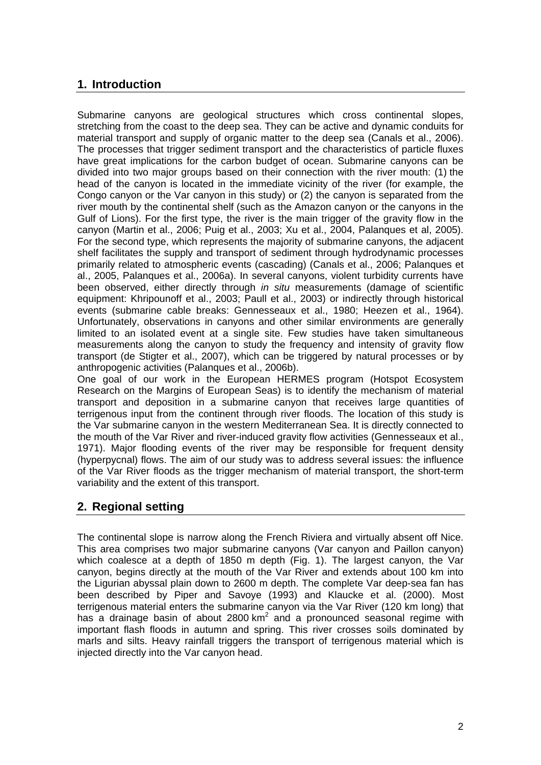## 1. Introduction

Submarine canyons are geological structures which cross continental slopes, stretching from the coast to the deep sea. They can be active and dynamic conduits for material transport and supply of organic matter to the deep sea (Canals et al., 2006). The processes that trigger sediment transport and the characteristics of particle fluxes have great implications for the carbon budget of ocean. Submarine canyons can be divided into two major groups based on their connection with the river mouth: (1) the head of the canyon is located in the immediate vicinity of the river (for example, the Congo canyon or the Var canyon in this study) or (2) the canyon is separated from the river mouth by the continental shelf (such as the Amazon canyon or the canyons in the Gulf of Lions). For the first type, the river is the main trigger of the gravity flow in the canyon (Martin et al., 2006; Puig et al., 2003; Xu et al., 2004, Palanques et al, 2005). For the second type, which represents the majority of submarine canyons, the adjacent shelf facilitates the supply and transport of sediment through hydrodynamic processes primarily related to atmospheric events (cascading) (Canals et al., 2006; Palanques et al., 2005, Palanques et al., 2006a). In several canyons, violent turbidity currents have been observed, either directly through *in situ* measurements (damage of scientific equipment: Khripounoff et al., 2003; Paull et al., 2003) or indirectly through historical events (submarine cable breaks: Gennesseaux et al., 1980; Heezen et al., 1964). Unfortunately, observations in canyons and other similar environments are generally limited to an isolated event at a single site. Few studies have taken simultaneous measurements along the canyon to study the frequency and intensity of gravity flow transport (de Stigter et al., 2007), which can be triggered by natural processes or by anthropogenic activities (Palanques et al., 2006b).

One goal of our work in the European HERMES program (Hotspot Ecosystem Research on the Margins of European Seas) is to identify the mechanism of material transport and deposition in a submarine canyon that receives large quantities of terrigenous input from the continent through river floods. The location of this study is the Var submarine canyon in the western Mediterranean Sea. It is directly connected to the mouth of the Var River and river-induced gravity flow activities (Gennesseaux et al., 1971). Major flooding events of the river may be responsible for frequent density (hyperpycnal) flows. The aim of our study was to address several issues: the influence of the Var River floods as the trigger mechanism of material transport, the short-term variability and the extent of this transport.

## 2. Regional setting

The continental slope is narrow along the French Riviera and virtually absent off Nice. This area comprises two major submarine canyons (Var canyon and Paillon canyon) which coalesce at a depth of 1850 m depth (Fig. 1). The largest canyon, the Var canyon, begins directly at the mouth of the Var River and extends about 100 km into the Ligurian abyssal plain down to 2600 m depth. The complete Var deep-sea fan has been described by Piper and Savoye (1993) and Klaucke et al. (2000). Most terrigenous material enters the submarine canyon via the Var River (120 km long) that has a drainage basin of about 2800 $km^2$ and a pronounced seasonal regime with important flash floods in autumn and spring. This river crosses soils dominated by marls and silts. Heavy rainfall triggers the transport of terrigenous material which is injected directly into the Var canyon head.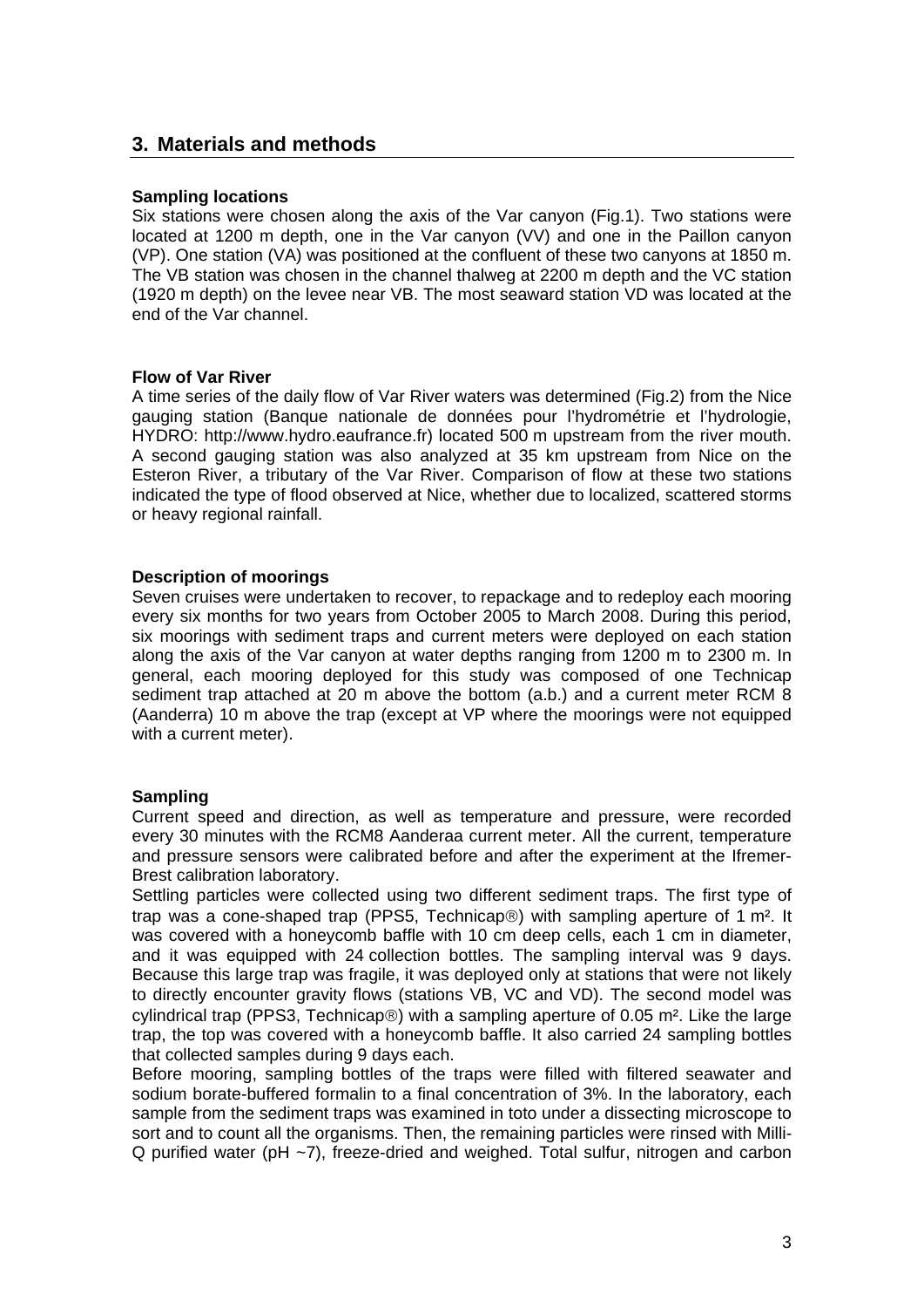## 3. Materials and methods

**Sampling locations**

Six stations were chosen along the axis of the Var canyon (Fig.1). Two stations were located at 1200 m depth, one in the Var canyon (VV) and one in the Paillon canyon (VP). One station (VA) was positioned at the confluent of these two canyons at 1850 m. The VB station was chosen in the channel thalweg at 2200 m depth and the VC station (1920 m depth) on the levee near VB. The most seaward station VD was located at the end of the Var channel.

**Flow of Var River**

A time series of the daily flow of Var River waters was determined (Fig.2) from the Nice gauging station (Banque nationale de données pour l'hydrométrie et l'hydrologie, HYDRO: http://www.hydro.eaufrance.fr) located 500 m upstream from the river mouth. A second gauging station was also analyzed at 35 km upstream from Nice on the Esteron River, a tributary of the Var River. Comparison of flow at these two stations indicated the type of flood observed at Nice, whether due to localized, scattered storms or heavy regional rainfall.

**Description of moorings**

Seven cruises were undertaken to recover, to repackage and to redeploy each mooring every six months for two years from October 2005 to March 2008. During this period, six moorings with sediment traps and current meters were deployed on each station along the axis of the Var canyon at water depths ranging from 1200 m to 2300 m. In general, each mooring deployed for this study was composed of one Technicap sediment trap attached at 20 m above the bottom (a.b.) and a current meter RCM 8 (Aanderra) 10 m above the trap (except at VP where the moorings were not equipped with a current meter).

**Sampling**

Current speed and direction, as well as temperature and pressure, were recorded every 30 minutes with the RCM8 Aanderaa current meter. All the current, temperature and pressure sensors were calibrated before and after the experiment at the Ifremer-Brest calibration laboratory.

Settling particles were collected using two different sediment traps. The first type of trap was a cone-shaped trap (PPS5, Technicap®) with sampling aperture of 1 m². It was covered with a honeycomb baffle with 10 cm deep cells, each 1 cm in diameter, and it was equipped with 24 collection bottles. The sampling interval was 9 days. Because this large trap was fragile, it was deployed only at stations that were not likely to directly encounter gravity flows (stations VB, VC and VD). The second model was cylindrical trap (PPS3, Technicap®) with a sampling aperture of 0.05 m². Like the large trap, the top was covered with a honeycomb baffle. It also carried 24 sampling bottles that collected samples during 9 days each.

Before mooring, sampling bottles of the traps were filled with filtered seawater and sodium borate-buffered formalin to a final concentration of 3%. In the laboratory, each sample from the sediment traps was examined in toto under a dissecting microscope to sort and to count all the organisms. Then, the remaining particles were rinsed with Milli-Q purified water (pH ~7), freeze-dried and weighed. Total sulfur, nitrogen and carbon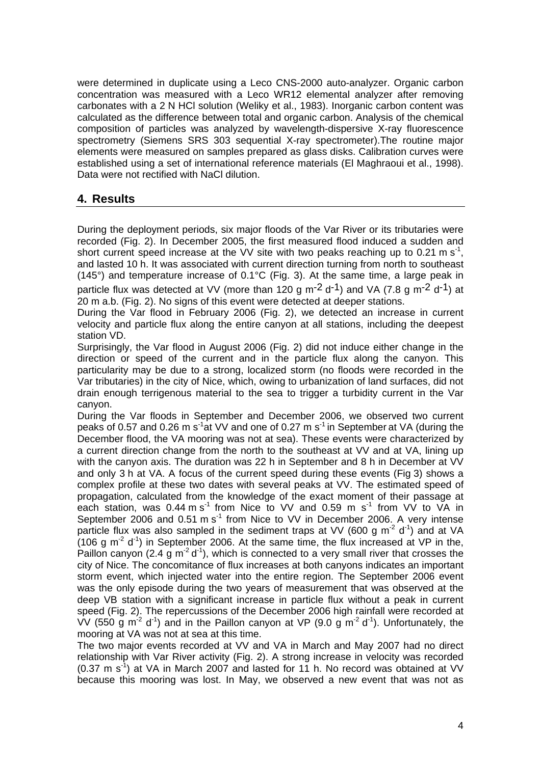were determined in duplicate using a Leco CNS-2000 auto-analyzer. Organic carbon concentration was measured with a Leco WR12 elemental analyzer after removing carbonates with a 2 N HCl solution (Weliky et al., 1983). Inorganic carbon content was calculated as the difference between total and organic carbon. Analysis of the chemical composition of particles was analyzed by wavelength-dispersive X-ray fluorescence spectrometry (Siemens SRS 303 sequential X-ray spectrometer).The routine major elements were measured on samples prepared as glass disks. Calibration curves were established using a set of international reference materials (El Maghraoui et al., 1998). Data were not rectified with NaCl dilution.

## 4. Results

During the deployment periods, six major floods of the Var River or its tributaries were recorded (Fig. 2). In December 2005, the first measured flood induced a sudden and short current speed increase at the VV site with two peaks reaching up to 0.21 m $s^{-1}$, and lasted 10 h. It was associated with current direction turning from north to southeast (145°) and temperature increase of 0.1°C (Fig. 3). At the same time, a large peak in particle flux was detected at VV (more than 120 g $m^{-2}$ $d^{-1}$) and VA (7.8 g $m^{-2}$ $d^{-1}$) at 20 m a.b. (Fig. 2). No signs of this event were detected at deeper stations.

During the Var flood in February 2006 (Fig. 2), we detected an increase in current velocity and particle flux along the entire canyon at all stations, including the deepest station VD.

Surprisingly, the Var flood in August 2006 (Fig. 2) did not induce either change in the direction or speed of the current and in the particle flux along the canyon. This particularity may be due to a strong, localized storm (no floods were recorded in the Var tributaries) in the city of Nice, which, owing to urbanization of land surfaces, did not drain enough terrigenous material to the sea to trigger a turbidity current in the Var canyon.

During the Var floods in September and December 2006, we observed two current peaks of 0.57 and 0.26 m $s^{-1}$at VV and one of 0.27 m $s^{-1}$ in September at VA (during the December flood, the VA mooring was not at sea). These events were characterized by a current direction change from the north to the southeast at VV and at VA, lining up with the canyon axis. The duration was 22 h in September and 8 h in December at VV and only 3 h at VA. A focus of the current speed during these events (Fig 3) shows a complex profile at these two dates with several peaks at VV. The estimated speed of propagation, calculated from the knowledge of the exact moment of their passage at each station, was 0.44 m $s^{-1}$ from Nice to VV and 0.59 m $s^{-1}$ from VV to VA in September 2006 and 0.51 m $s^{-1}$ from Nice to VV in December 2006. A very intense particle flux was also sampled in the sediment traps at VV (600 g $m^{-2}$ $d^{-1}$) and at VA (106 g $m^{-2}$ $d^{-1}$) in September 2006. At the same time, the flux increased at VP in the, Paillon canyon (2.4 g $m^{-2}$ $d^{-1}$), which is connected to a very small river that crosses the city of Nice. The concomitance of flux increases at both canyons indicates an important storm event, which injected water into the entire region. The September 2006 event was the only episode during the two years of measurement that was observed at the deep VB station with a significant increase in particle flux without a peak in current speed (Fig. 2). The repercussions of the December 2006 high rainfall were recorded at VV (550 g $m^{-2}$ $d^{-1}$) and in the Paillon canyon at VP (9.0 g $m^{-2}$ $d^{-1}$). Unfortunately, the mooring at VA was not at sea at this time.

The two major events recorded at VV and VA in March and May 2007 had no direct relationship with Var River activity (Fig. 2). A strong increase in velocity was recorded (0.37 m $s^{-1}$) at VA in March 2007 and lasted for 11 h. No record was obtained at VV because this mooring was lost. In May, we observed a new event that was not as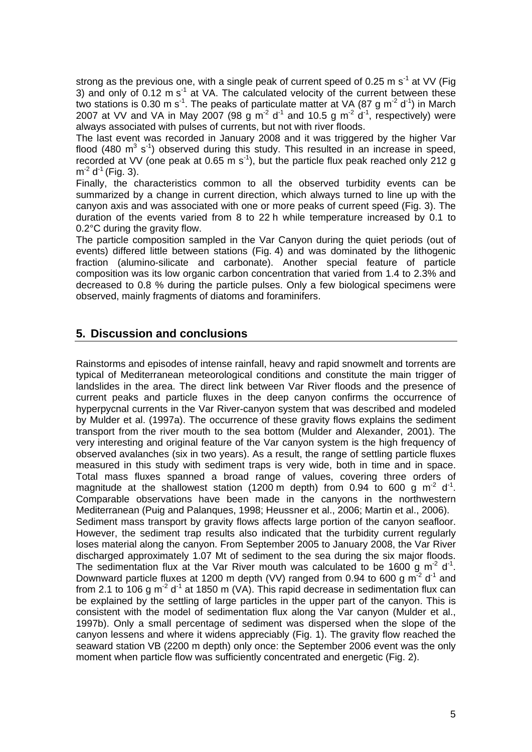strong as the previous one, with a single peak of current speed of 0.25 m $s^{-1}$ at VV (Fig 3) and only of 0.12 m $s^{-1}$ at VA. The calculated velocity of the current between these two stations is 0.30 m $s^{-1}$. The peaks of particulate matter at VA (87 g $m^{-2}$ $d^{-1}$) in March 2007 at VV and VA in May 2007 (98 g $m^{-2}$ $d^{-1}$ and 10.5 g $m^{-2}$ $d^{-1}$, respectively) were always associated with pulses of currents, but not with river floods.

The last event was recorded in January 2008 and it was triggered by the higher Var flood (480 $m^3$ $s^{-1}$) observed during this study. This resulted in an increase in speed, recorded at VV (one peak at 0.65 m $s^{-1}$), but the particle flux peak reached only 212 g $m^{-2}$ $d^{-1}$ (Fig. 3).

Finally, the characteristics common to all the observed turbidity events can be summarized by a change in current direction, which always turned to line up with the canyon axis and was associated with one or more peaks of current speed (Fig. 3). The duration of the events varied from 8 to 22 h while temperature increased by 0.1 to 0.2°C during the gravity flow.

The particle composition sampled in the Var Canyon during the quiet periods (out of events) differed little between stations (Fig. 4) and was dominated by the lithogenic fraction (alumino-silicate and carbonate). Another special feature of particle composition was its low organic carbon concentration that varied from 1.4 to 2.3% and decreased to 0.8 % during the particle pulses. Only a few biological specimens were observed, mainly fragments of diatoms and foraminifers.

## 5. Discussion and conclusions

Rainstorms and episodes of intense rainfall, heavy and rapid snowmelt and torrents are typical of Mediterranean meteorological conditions and constitute the main trigger of landslides in the area. The direct link between Var River floods and the presence of current peaks and particle fluxes in the deep canyon confirms the occurrence of hyperpycnal currents in the Var River-canyon system that was described and modeled by Mulder et al. (1997a). The occurrence of these gravity flows explains the sediment transport from the river mouth to the sea bottom (Mulder and Alexander, 2001). The very interesting and original feature of the Var canyon system is the high frequency of observed avalanches (six in two years). As a result, the range of settling particle fluxes measured in this study with sediment traps is very wide, both in time and in space. Total mass fluxes spanned a broad range of values, covering three orders of magnitude at the shallowest station (1200 m depth) from 0.94 to 600 g $m^{-2}$ $d^{-1}$. Comparable observations have been made in the canyons in the northwestern Mediterranean (Puig and Palanques, 1998; Heussner et al., 2006; Martin et al., 2006).

Sediment mass transport by gravity flows affects large portion of the canyon seafloor. However, the sediment trap results also indicated that the turbidity current regularly loses material along the canyon. From September 2005 to January 2008, the Var River discharged approximately 1.07 Mt of sediment to the sea during the six major floods. The sedimentation flux at the Var River mouth was calculated to be 1600 g $m^{-2}$ $d^{-1}$. Downward particle fluxes at 1200 m depth (VV) ranged from 0.94 to 600 g $m^{-2}$ $d^{-1}$ and from 2.1 to 106 g $m^{-2}$ $d^{-1}$ at 1850 m (VA). This rapid decrease in sedimentation flux can be explained by the settling of large particles in the upper part of the canyon. This is consistent with the model of sedimentation flux along the Var canyon (Mulder et al., 1997b). Only a small percentage of sediment was dispersed when the slope of the canyon lessens and where it widens appreciably (Fig. 1). The gravity flow reached the seaward station VB (2200 m depth) only once: the September 2006 event was the only moment when particle flow was sufficiently concentrated and energetic (Fig. 2).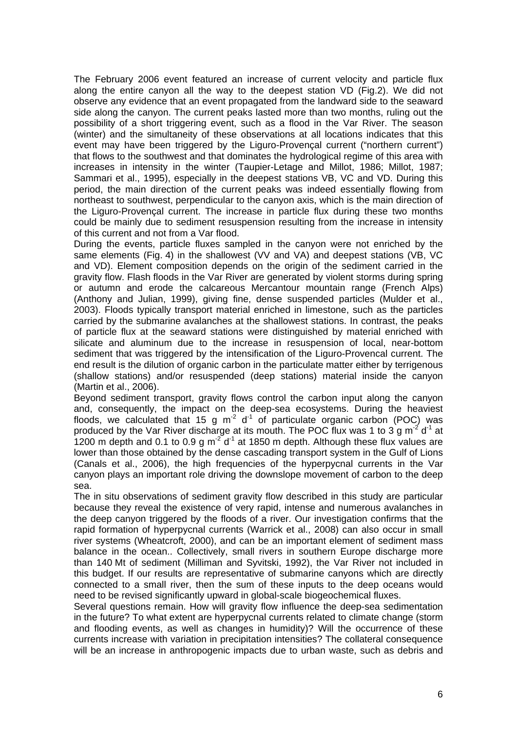The February 2006 event featured an increase of current velocity and particle flux along the entire canyon all the way to the deepest station VD (Fig.2). We did not observe any evidence that an event propagated from the landward side to the seaward side along the canyon. The current peaks lasted more than two months, ruling out the possibility of a short triggering event, such as a flood in the Var River. The season (winter) and the simultaneity of these observations at all locations indicates that this event may have been triggered by the Liguro-Provençal current ("northern current") that flows to the southwest and that dominates the hydrological regime of this area with increases in intensity in the winter (Taupier-Letage and Millot, 1986; Millot, 1987; Sammari et al., 1995), especially in the deepest stations VB, VC and VD. During this period, the main direction of the current peaks was indeed essentially flowing from northeast to southwest, perpendicular to the canyon axis, which is the main direction of the Liguro-Provençal current. The increase in particle flux during these two months could be mainly due to sediment resuspension resulting from the increase in intensity of this current and not from a Var flood.

During the events, particle fluxes sampled in the canyon were not enriched by the same elements (Fig. 4) in the shallowest (VV and VA) and deepest stations (VB, VC and VD). Element composition depends on the origin of the sediment carried in the gravity flow. Flash floods in the Var River are generated by violent storms during spring or autumn and erode the calcareous Mercantour mountain range (French Alps) (Anthony and Julian, 1999), giving fine, dense suspended particles (Mulder et al., 2003). Floods typically transport material enriched in limestone, such as the particles carried by the submarine avalanches at the shallowest stations. In contrast, the peaks of particle flux at the seaward stations were distinguished by material enriched with silicate and aluminum due to the increase in resuspension of local, near-bottom sediment that was triggered by the intensification of the Liguro-Provencal current. The end result is the dilution of organic carbon in the particulate matter either by terrigenous (shallow stations) and/or resuspended (deep stations) material inside the canyon (Martin et al., 2006).

Beyond sediment transport, gravity flows control the carbon input along the canyon and, consequently, the impact on the deep-sea ecosystems. During the heaviest floods, we calculated that 15 g $m^{-2}$ $d^{-1}$ of particulate organic carbon (POC) was produced by the Var River discharge at its mouth. The POC flux was 1 to 3 g $m^{-2}$ $d^{-1}$ at 1200 m depth and 0.1 to 0.9 g $m^{-2}$ $d^{-1}$ at 1850 m depth. Although these flux values are lower than those obtained by the dense cascading transport system in the Gulf of Lions (Canals et al., 2006), the high frequencies of the hyperpycnal currents in the Var canyon plays an important role driving the downslope movement of carbon to the deep sea.

The in situ observations of sediment gravity flow described in this study are particular because they reveal the existence of very rapid, intense and numerous avalanches in the deep canyon triggered by the floods of a river. Our investigation confirms that the rapid formation of hyperpycnal currents (Warrick et al., 2008) can also occur in small river systems (Wheatcroft, 2000), and can be an important element of sediment mass balance in the ocean.. Collectively, small rivers in southern Europe discharge more than 140 Mt of sediment (Milliman and Syvitski, 1992), the Var River not included in this budget. If our results are representative of submarine canyons which are directly connected to a small river, then the sum of these inputs to the deep oceans would need to be revised significantly upward in global-scale biogeochemical fluxes.

Several questions remain. How will gravity flow influence the deep-sea sedimentation in the future? To what extent are hyperpycnal currents related to climate change (storm and flooding events, as well as changes in humidity)? Will the occurrence of these currents increase with variation in precipitation intensities? The collateral consequence will be an increase in anthropogenic impacts due to urban waste, such as debris and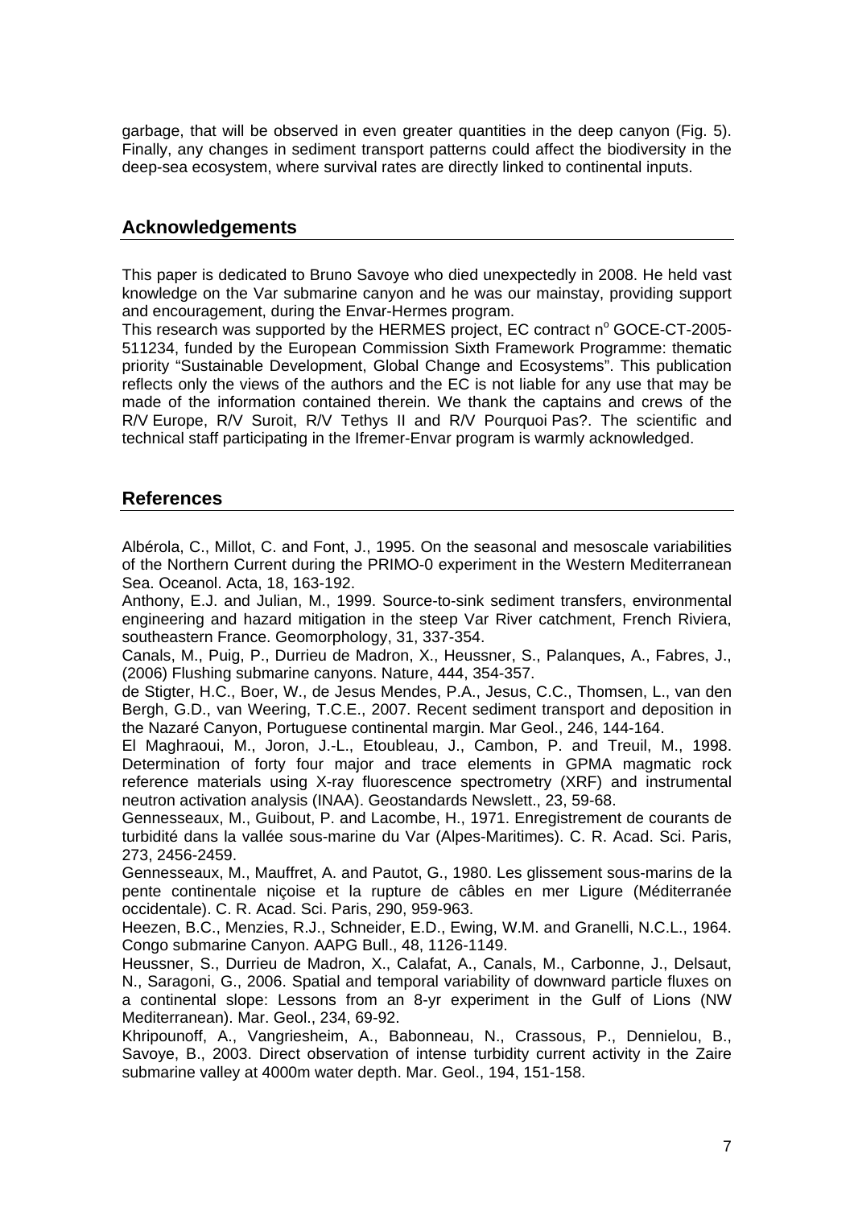garbage, that will be observed in even greater quantities in the deep canyon (Fig. 5). Finally, any changes in sediment transport patterns could affect the biodiversity in the deep-sea ecosystem, where survival rates are directly linked to continental inputs.

## Acknowledgements

This paper is dedicated to Bruno Savoye who died unexpectedly in 2008. He held vast knowledge on the Var submarine canyon and he was our mainstay, providing support and encouragement, during the Envar-Hermes program.
This research was supported by the HERMES project, EC contract n° GOCE-CT-2005-511234, funded by the European Commission Sixth Framework Programme: thematic priority "Sustainable Development, Global Change and Ecosystems". This publication reflects only the views of the authors and the EC is not liable for any use that may be made of the information contained therein. We thank the captains and crews of the R/V Europe, R/V Suroit, R/V Tethys II and R/V Pourquoi Pas?. The scientific and technical staff participating in the Ifremer-Envar program is warmly acknowledged.

## References

Albérola, C., Millot, C. and Font, J., 1995. On the seasonal and mesoscale variabilities of the Northern Current during the PRIMO-0 experiment in the Western Mediterranean Sea. Oceanol. Acta, 18, 163-192.
Anthony, E.J. and Julian, M., 1999. Source-to-sink sediment transfers, environmental engineering and hazard mitigation in the steep Var River catchment, French Riviera, southeastern France. Geomorphology, 31, 337-354.
Canals, M., Puig, P., Durrieu de Madron, X., Heussner, S., Palanques, A., Fabres, J., (2006) Flushing submarine canyons. Nature, 444, 354-357.
de Stigter, H.C., Boer, W., de Jesus Mendes, P.A., Jesus, C.C., Thomsen, L., van den Bergh, G.D., van Weering, T.C.E., 2007. Recent sediment transport and deposition in the Nazaré Canyon, Portuguese continental margin. Mar Geol., 246, 144-164.
El Maghraoui, M., Joron, J.-L., Etoubleau, J., Cambon, P. and Treuil, M., 1998. Determination of forty four major and trace elements in GPMA magmatic rock reference materials using X-ray fluorescence spectrometry (XRF) and instrumental neutron activation analysis (INAA). Geostandards Newslett., 23, 59-68.
Gennesseaux, M., Guibout, P. and Lacombe, H., 1971. Enregistrement de courants de turbidité dans la vallée sous-marine du Var (Alpes-Maritimes). C. R. Acad. Sci. Paris, 273, 2456-2459.
Gennesseaux, M., Mauffret, A. and Pautot, G., 1980. Les glissement sous-marins de la pente continentale niçoise et la rupture de câbles en mer Ligure (Méditerranée occidentale). C. R. Acad. Sci. Paris, 290, 959-963.
Heezen, B.C., Menzies, R.J., Schneider, E.D., Ewing, W.M. and Granelli, N.C.L., 1964. Congo submarine Canyon. AAPG Bull., 48, 1126-1149.
Heussner, S., Durrieu de Madron, X., Calafat, A., Canals, M., Carbonne, J., Delsaut, N., Saragoni, G., 2006. Spatial and temporal variability of downward particle fluxes on a continental slope: Lessons from an 8-yr experiment in the Gulf of Lions (NW Mediterranean). Mar. Geol., 234, 69-92.
Khripounoff, A., Vangriesheim, A., Babonneau, N., Crassous, P., Dennielou, B., Savoye, B., 2003. Direct observation of intense turbidity current activity in the Zaire submarine valley at 4000m water depth. Mar. Geol., 194, 151-158.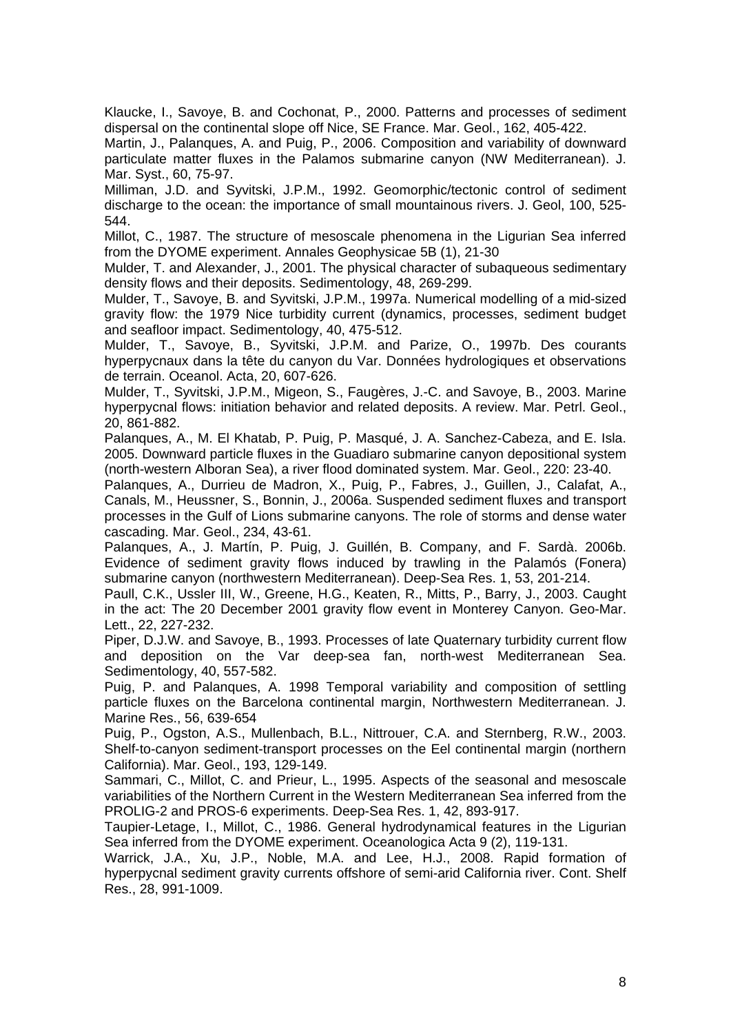Klaucke, I., Savoye, B. and Cochonat, P., 2000. Patterns and processes of sediment dispersal on the continental slope off Nice, SE France. Mar. Geol., 162, 405-422.

Martin, J., Palanques, A. and Puig, P., 2006. Composition and variability of downward particulate matter fluxes in the Palamos submarine canyon (NW Mediterranean). J. Mar. Syst., 60, 75-97.

Milliman, J.D. and Syvitski, J.P.M., 1992. Geomorphic/tectonic control of sediment discharge to the ocean: the importance of small mountainous rivers. J. Geol, 100, 525-544.

Millot, C., 1987. The structure of mesoscale phenomena in the Ligurian Sea inferred from the DYOME experiment. Annales Geophysicae 5B (1), 21-30

Mulder, T. and Alexander, J., 2001. The physical character of subaqueous sedimentary density flows and their deposits. Sedimentology, 48, 269-299.

Mulder, T., Savoye, B. and Syvitski, J.P.M., 1997a. Numerical modelling of a mid-sized gravity flow: the 1979 Nice turbidity current (dynamics, processes, sediment budget and seafloor impact. Sedimentology, 40, 475-512.

Mulder, T., Savoye, B., Syvitski, J.P.M. and Parize, O., 1997b. Des courants hyperpycnaux dans la tête du canyon du Var. Données hydrologiques et observations de terrain. Oceanol. Acta, 20, 607-626.

Mulder, T., Syvitski, J.P.M., Migeon, S., Faugères, J.-C. and Savoye, B., 2003. Marine hyperpycnal flows: initiation behavior and related deposits. A review. Mar. Petrl. Geol., 20, 861-882.

Palanques, A., M. El Khatab, P. Puig, P. Masqué, J. A. Sanchez-Cabeza, and E. Isla. 2005. Downward particle fluxes in the Guadiaro submarine canyon depositional system (north-western Alboran Sea), a river flood dominated system. Mar. Geol., 220: 23-40.

Palanques, A., Durrieu de Madron, X., Puig, P., Fabres, J., Guillen, J., Calafat, A., Canals, M., Heussner, S., Bonnin, J., 2006a. Suspended sediment fluxes and transport processes in the Gulf of Lions submarine canyons. The role of storms and dense water cascading. Mar. Geol., 234, 43-61.

Palanques, A., J. Martín, P. Puig, J. Guillén, B. Company, and F. Sardà. 2006b. Evidence of sediment gravity flows induced by trawling in the Palamós (Fonera) submarine canyon (northwestern Mediterranean). Deep-Sea Res. 1, 53, 201-214.

Paull, C.K., Ussler III, W., Greene, H.G., Keaten, R., Mitts, P., Barry, J., 2003. Caught in the act: The 20 December 2001 gravity flow event in Monterey Canyon. Geo-Mar. Lett., 22, 227-232.

Piper, D.J.W. and Savoye, B., 1993. Processes of late Quaternary turbidity current flow and deposition on the Var deep-sea fan, north-west Mediterranean Sea. Sedimentology, 40, 557-582.

Puig, P. and Palanques, A. 1998 Temporal variability and composition of settling particle fluxes on the Barcelona continental margin, Northwestern Mediterranean. J. Marine Res., 56, 639-654

Puig, P., Ogston, A.S., Mullenbach, B.L., Nittrouer, C.A. and Sternberg, R.W., 2003. Shelf-to-canyon sediment-transport processes on the Eel continental margin (northern California). Mar. Geol., 193, 129-149.

Sammari, C., Millot, C. and Prieur, L., 1995. Aspects of the seasonal and mesoscale variabilities of the Northern Current in the Western Mediterranean Sea inferred from the PROLIG-2 and PROS-6 experiments. Deep-Sea Res. 1, 42, 893-917.

Taupier-Letage, I., Millot, C., 1986. General hydrodynamical features in the Ligurian Sea inferred from the DYOME experiment. Oceanologica Acta 9 (2), 119-131.

Warrick, J.A., Xu, J.P., Noble, M.A. and Lee, H.J., 2008. Rapid formation of hyperpycnal sediment gravity currents offshore of semi-arid California river. Cont. Shelf Res., 28, 991-1009.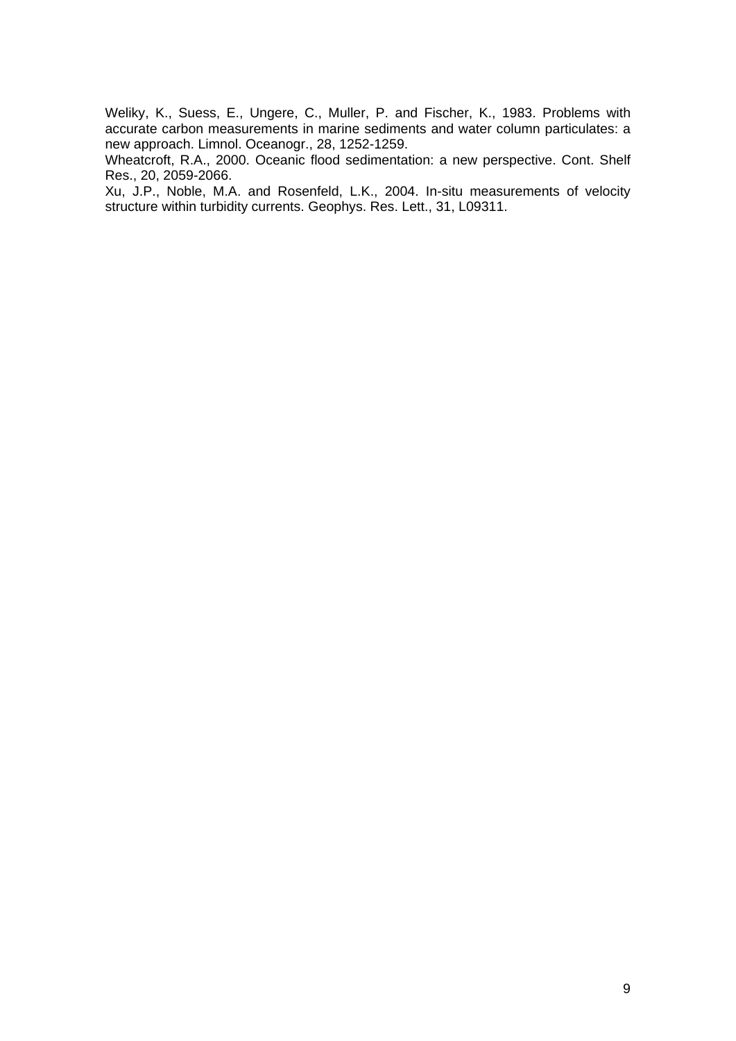Weliky, K., Suess, E., Ungere, C., Muller, P. and Fischer, K., 1983. Problems with accurate carbon measurements in marine sediments and water column particulates: a new approach. Limnol. Oceanogr., 28, 1252-1259.

Wheatcroft, R.A., 2000. Oceanic flood sedimentation: a new perspective. Cont. Shelf Res., 20, 2059-2066.

Xu, J.P., Noble, M.A. and Rosenfeld, L.K., 2004. In-situ measurements of velocity structure within turbidity currents. Geophys. Res. Lett., 31, L09311.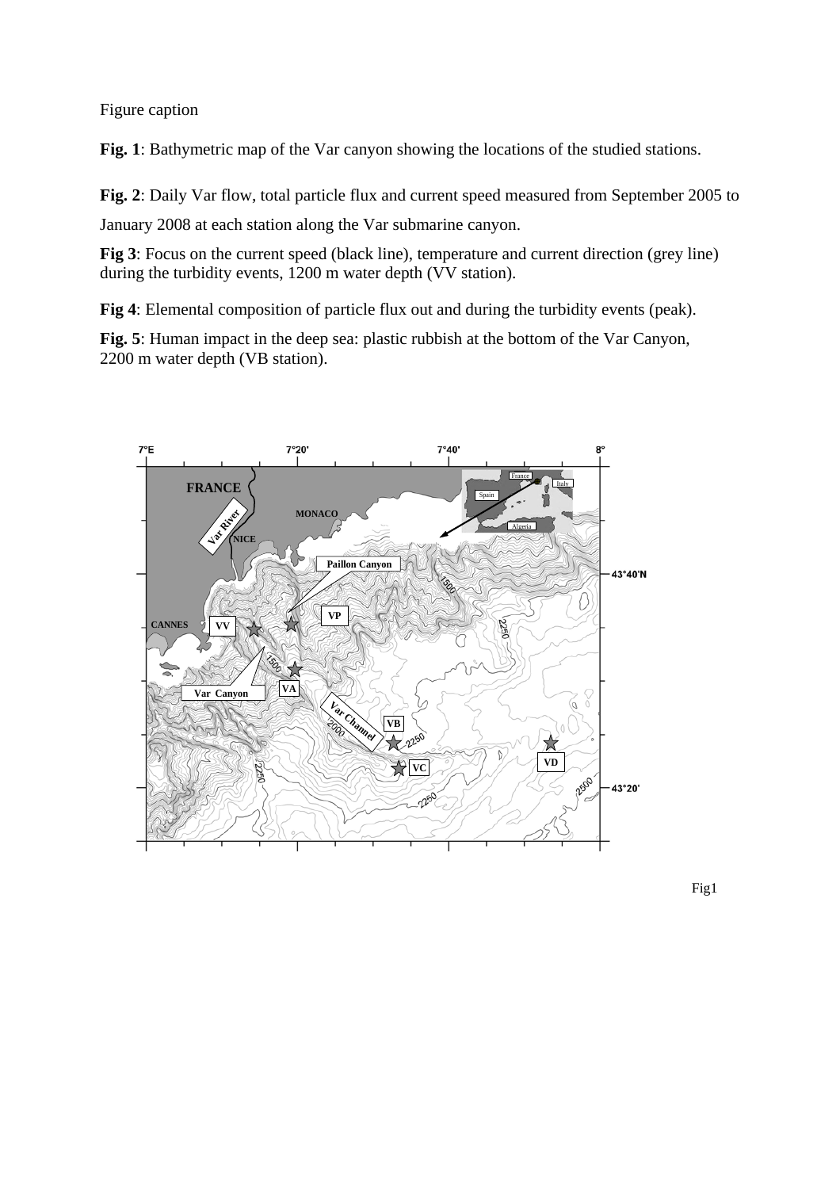Figure caption

**Fig. 1**: Bathymetric map of the Var canyon showing the locations of the studied stations.

**Fig. 2**: Daily Var flow, total particle flux and current speed measured from September 2005 to January 2008 at each station along the Var submarine canyon.

**Fig 3**: Focus on the current speed (black line), temperature and current direction (grey line) during the turbidity events, 1200 m water depth (VV station).

**Fig 4**: Elemental composition of particle flux out and during the turbidity events (peak).

**Fig. 5**: Human impact in the deep sea: plastic rubbish at the bottom of the Var Canyon, 2200 m water depth (VB station).

Fig1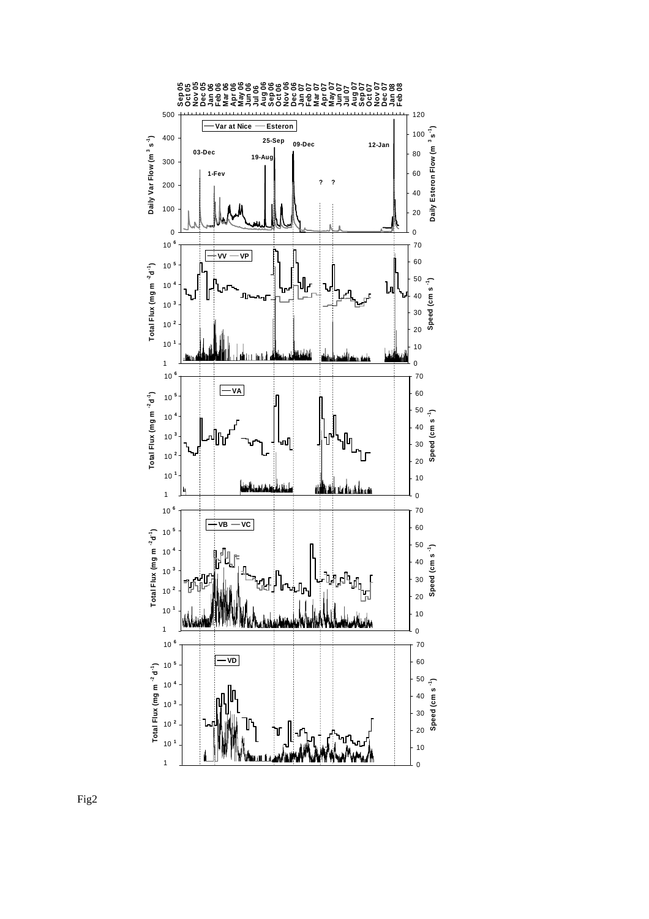Fig2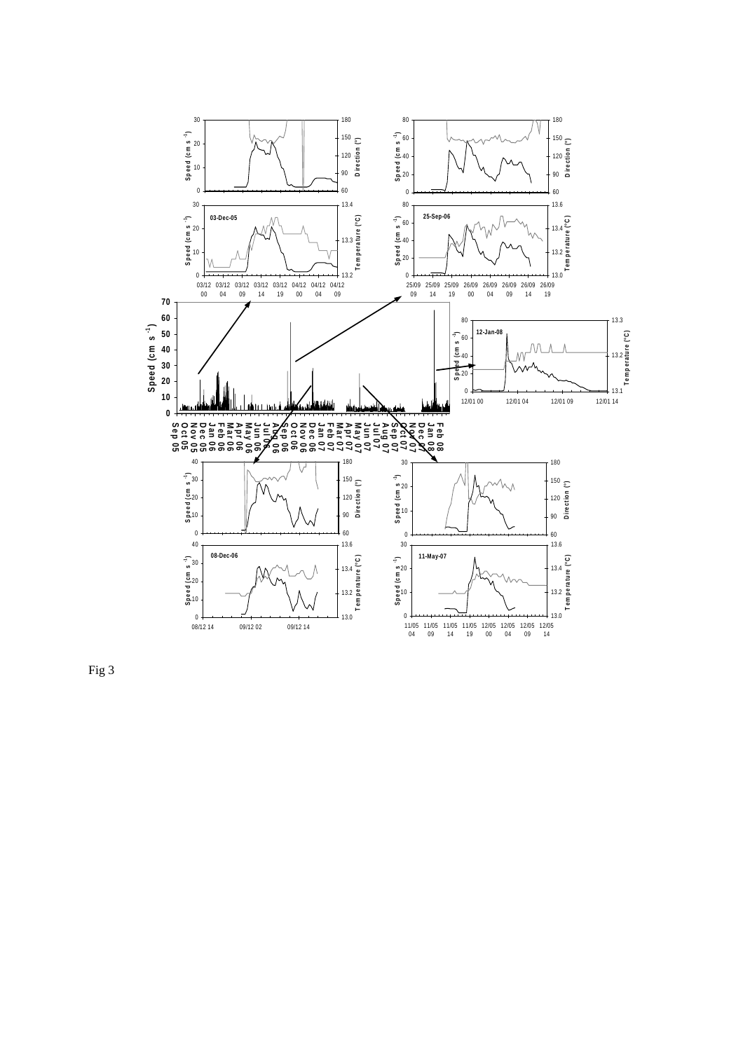Fig 3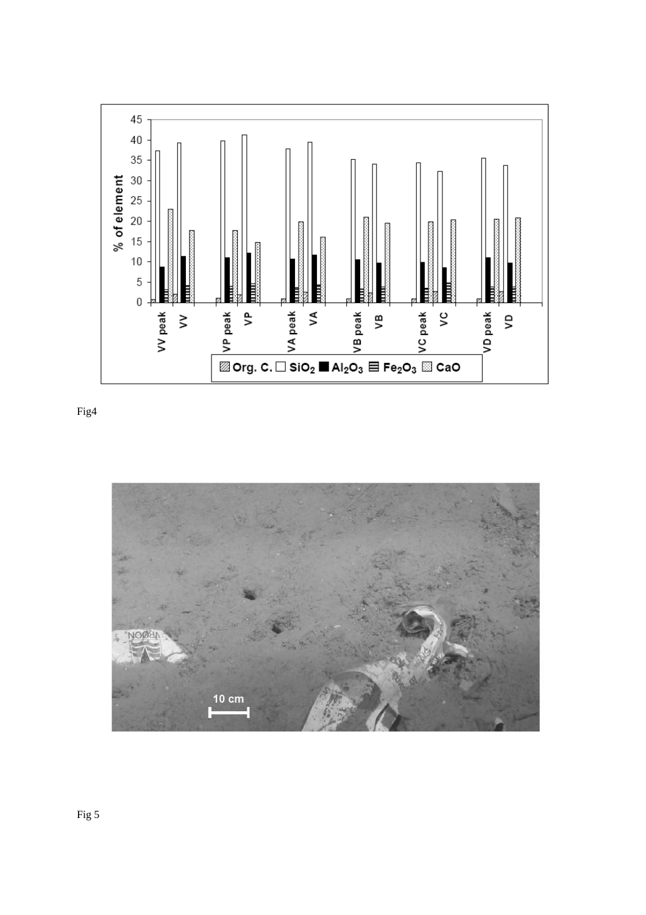45
40
35
30
25
20
15
10
5
0

% of element

VV peak
VV
VP peak
VP
VA peak
VA
VB peak
VB
VC peak
VC
VD peak
VD

Org. C. $SiO_2$ $Al_2O_3$ $Fe_2O_3$ CaO

Fig4

10 cm

Fig 5